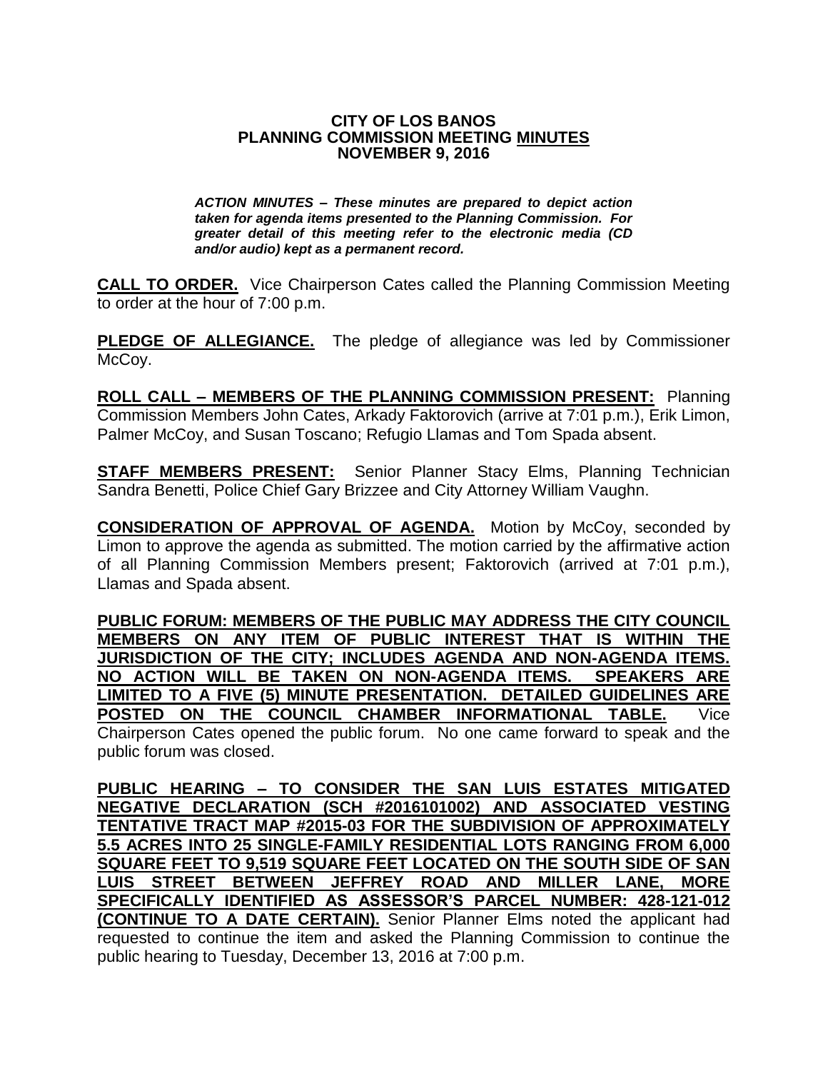# CITY OF LOS BANOS
## PLANNING COMMISSION MEETING MINUTES
## NOVEMBER 9, 2016

***ACTION MINUTES – These minutes are prepared to depict action taken for agenda items presented to the Planning Commission. For greater detail of this meeting refer to the electronic media (CD and/or audio) kept as a permanent record.***

**CALL TO ORDER.** Vice Chairperson Cates called the Planning Commission Meeting to order at the hour of 7:00 p.m.

**PLEDGE OF ALLEGIANCE.** The pledge of allegiance was led by Commissioner McCoy.

**ROLL CALL – MEMBERS OF THE PLANNING COMMISSION PRESENT:** Planning Commission Members John Cates, Arkady Faktorovich (arrive at 7:01 p.m.), Erik Limon, Palmer McCoy, and Susan Toscano; Refugio Llamas and Tom Spada absent.

**STAFF MEMBERS PRESENT:** Senior Planner Stacy Elms, Planning Technician Sandra Benetti, Police Chief Gary Brizzee and City Attorney William Vaughn.

**CONSIDERATION OF APPROVAL OF AGENDA.** Motion by McCoy, seconded by Limon to approve the agenda as submitted. The motion carried by the affirmative action of all Planning Commission Members present; Faktorovich (arrived at 7:01 p.m.), Llamas and Spada absent.

**PUBLIC FORUM: MEMBERS OF THE PUBLIC MAY ADDRESS THE CITY COUNCIL MEMBERS ON ANY ITEM OF PUBLIC INTEREST THAT IS WITHIN THE JURISDICTION OF THE CITY; INCLUDES AGENDA AND NON-AGENDA ITEMS. NO ACTION WILL BE TAKEN ON NON-AGENDA ITEMS. SPEAKERS ARE LIMITED TO A FIVE (5) MINUTE PRESENTATION. DETAILED GUIDELINES ARE POSTED ON THE COUNCIL CHAMBER INFORMATIONAL TABLE.** Vice Chairperson Cates opened the public forum. No one came forward to speak and the public forum was closed.

**PUBLIC HEARING – TO CONSIDER THE SAN LUIS ESTATES MITIGATED NEGATIVE DECLARATION (SCH #2016101002) AND ASSOCIATED VESTING TENTATIVE TRACT MAP #2015-03 FOR THE SUBDIVISION OF APPROXIMATELY 5.5 ACRES INTO 25 SINGLE-FAMILY RESIDENTIAL LOTS RANGING FROM 6,000 SQUARE FEET TO 9,519 SQUARE FEET LOCATED ON THE SOUTH SIDE OF SAN LUIS STREET BETWEEN JEFFREY ROAD AND MILLER LANE, MORE SPECIFICALLY IDENTIFIED AS ASSESSOR'S PARCEL NUMBER: 428-121-012 (CONTINUE TO A DATE CERTAIN).** Senior Planner Elms noted the applicant had requested to continue the item and asked the Planning Commission to continue the public hearing to Tuesday, December 13, 2016 at 7:00 p.m.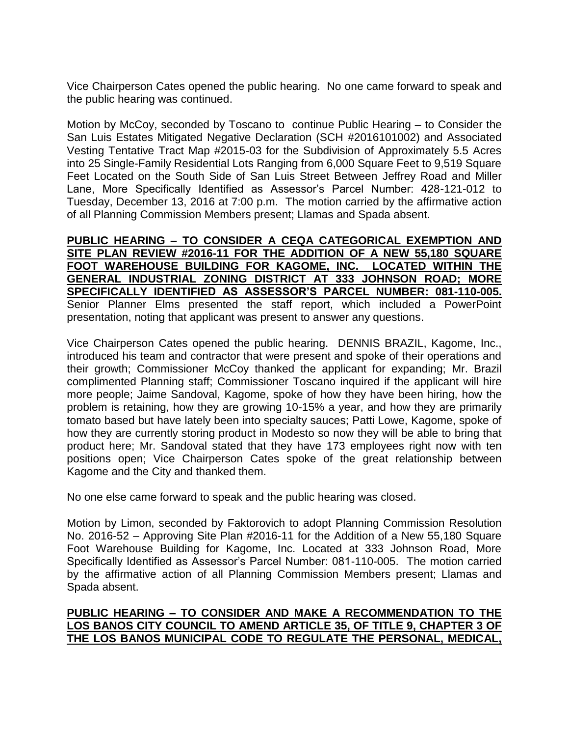Vice Chairperson Cates opened the public hearing. No one came forward to speak and the public hearing was continued.

Motion by McCoy, seconded by Toscano to continue Public Hearing – to Consider the San Luis Estates Mitigated Negative Declaration (SCH #2016101002) and Associated Vesting Tentative Tract Map #2015-03 for the Subdivision of Approximately 5.5 Acres into 25 Single-Family Residential Lots Ranging from 6,000 Square Feet to 9,519 Square Feet Located on the South Side of San Luis Street Between Jeffrey Road and Miller Lane, More Specifically Identified as Assessor's Parcel Number: 428-121-012 to Tuesday, December 13, 2016 at 7:00 p.m. The motion carried by the affirmative action of all Planning Commission Members present; Llamas and Spada absent.

**PUBLIC HEARING – TO CONSIDER A CEQA CATEGORICAL EXEMPTION AND SITE PLAN REVIEW #2016-11 FOR THE ADDITION OF A NEW 55,180 SQUARE FOOT WAREHOUSE BUILDING FOR KAGOME, INC. LOCATED WITHIN THE GENERAL INDUSTRIAL ZONING DISTRICT AT 333 JOHNSON ROAD; MORE SPECIFICALLY IDENTIFIED AS ASSESSOR'S PARCEL NUMBER: 081-110-005.** Senior Planner Elms presented the staff report, which included a PowerPoint presentation, noting that applicant was present to answer any questions.

Vice Chairperson Cates opened the public hearing. DENNIS BRAZIL, Kagome, Inc., introduced his team and contractor that were present and spoke of their operations and their growth; Commissioner McCoy thanked the applicant for expanding; Mr. Brazil complimented Planning staff; Commissioner Toscano inquired if the applicant will hire more people; Jaime Sandoval, Kagome, spoke of how they have been hiring, how the problem is retaining, how they are growing 10-15% a year, and how they are primarily tomato based but have lately been into specialty sauces; Patti Lowe, Kagome, spoke of how they are currently storing product in Modesto so now they will be able to bring that product here; Mr. Sandoval stated that they have 173 employees right now with ten positions open; Vice Chairperson Cates spoke of the great relationship between Kagome and the City and thanked them.

No one else came forward to speak and the public hearing was closed.

Motion by Limon, seconded by Faktorovich to adopt Planning Commission Resolution No. 2016-52 – Approving Site Plan #2016-11 for the Addition of a New 55,180 Square Foot Warehouse Building for Kagome, Inc. Located at 333 Johnson Road, More Specifically Identified as Assessor's Parcel Number: 081-110-005. The motion carried by the affirmative action of all Planning Commission Members present; Llamas and Spada absent.

**PUBLIC HEARING – TO CONSIDER AND MAKE A RECOMMENDATION TO THE LOS BANOS CITY COUNCIL TO AMEND ARTICLE 35, OF TITLE 9, CHAPTER 3 OF THE LOS BANOS MUNICIPAL CODE TO REGULATE THE PERSONAL, MEDICAL,**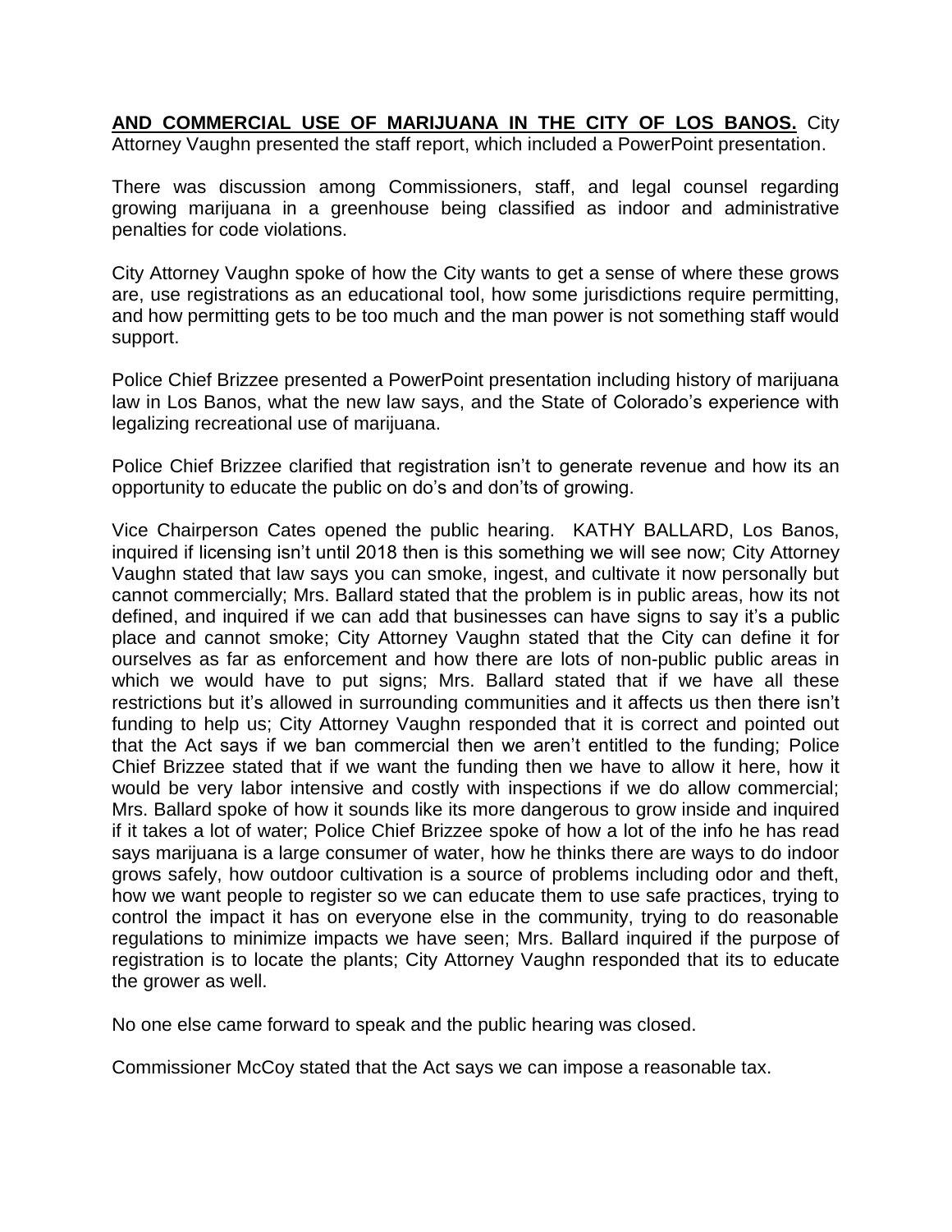**AND COMMERCIAL USE OF MARIJUANA IN THE CITY OF LOS BANOS.** City Attorney Vaughn presented the staff report, which included a PowerPoint presentation.

There was discussion among Commissioners, staff, and legal counsel regarding growing marijuana in a greenhouse being classified as indoor and administrative penalties for code violations.

City Attorney Vaughn spoke of how the City wants to get a sense of where these grows are, use registrations as an educational tool, how some jurisdictions require permitting, and how permitting gets to be too much and the man power is not something staff would support.

Police Chief Brizzee presented a PowerPoint presentation including history of marijuana law in Los Banos, what the new law says, and the State of Colorado's experience with legalizing recreational use of marijuana.

Police Chief Brizzee clarified that registration isn't to generate revenue and how its an opportunity to educate the public on do's and don'ts of growing.

Vice Chairperson Cates opened the public hearing. KATHY BALLARD, Los Banos, inquired if licensing isn't until 2018 then is this something we will see now; City Attorney Vaughn stated that law says you can smoke, ingest, and cultivate it now personally but cannot commercially; Mrs. Ballard stated that the problem is in public areas, how its not defined, and inquired if we can add that businesses can have signs to say it's a public place and cannot smoke; City Attorney Vaughn stated that the City can define it for ourselves as far as enforcement and how there are lots of non-public public areas in which we would have to put signs; Mrs. Ballard stated that if we have all these restrictions but it's allowed in surrounding communities and it affects us then there isn't funding to help us; City Attorney Vaughn responded that it is correct and pointed out that the Act says if we ban commercial then we aren't entitled to the funding; Police Chief Brizzee stated that if we want the funding then we have to allow it here, how it would be very labor intensive and costly with inspections if we do allow commercial; Mrs. Ballard spoke of how it sounds like its more dangerous to grow inside and inquired if it takes a lot of water; Police Chief Brizzee spoke of how a lot of the info he has read says marijuana is a large consumer of water, how he thinks there are ways to do indoor grows safely, how outdoor cultivation is a source of problems including odor and theft, how we want people to register so we can educate them to use safe practices, trying to control the impact it has on everyone else in the community, trying to do reasonable regulations to minimize impacts we have seen; Mrs. Ballard inquired if the purpose of registration is to locate the plants; City Attorney Vaughn responded that its to educate the grower as well.

No one else came forward to speak and the public hearing was closed.

Commissioner McCoy stated that the Act says we can impose a reasonable tax.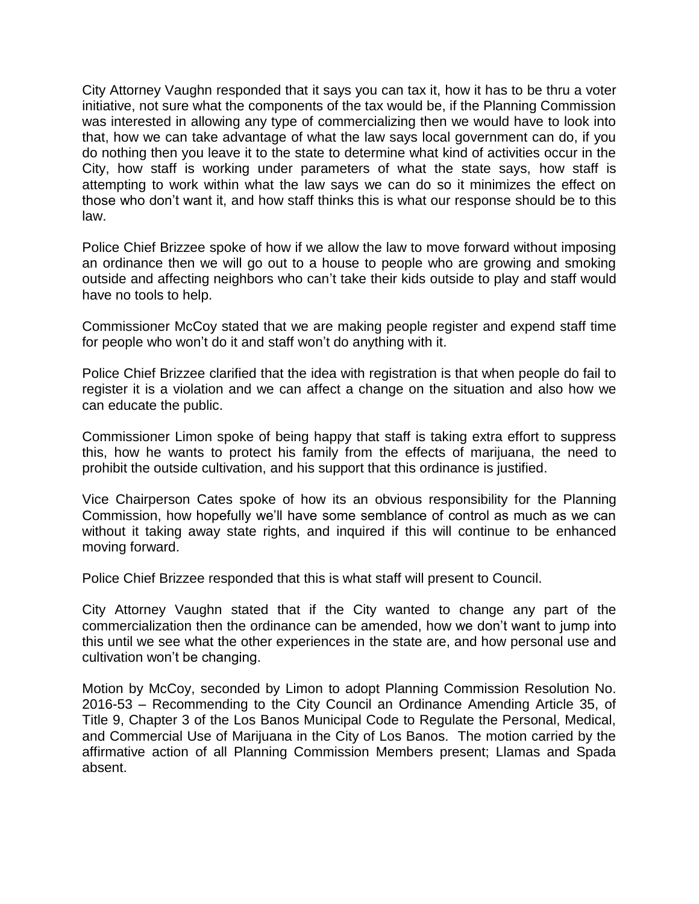City Attorney Vaughn responded that it says you can tax it, how it has to be thru a voter initiative, not sure what the components of the tax would be, if the Planning Commission was interested in allowing any type of commercializing then we would have to look into that, how we can take advantage of what the law says local government can do, if you do nothing then you leave it to the state to determine what kind of activities occur in the City, how staff is working under parameters of what the state says, how staff is attempting to work within what the law says we can do so it minimizes the effect on those who don't want it, and how staff thinks this is what our response should be to this law.

Police Chief Brizzee spoke of how if we allow the law to move forward without imposing an ordinance then we will go out to a house to people who are growing and smoking outside and affecting neighbors who can't take their kids outside to play and staff would have no tools to help.

Commissioner McCoy stated that we are making people register and expend staff time for people who won't do it and staff won't do anything with it.

Police Chief Brizzee clarified that the idea with registration is that when people do fail to register it is a violation and we can affect a change on the situation and also how we can educate the public.

Commissioner Limon spoke of being happy that staff is taking extra effort to suppress this, how he wants to protect his family from the effects of marijuana, the need to prohibit the outside cultivation, and his support that this ordinance is justified.

Vice Chairperson Cates spoke of how its an obvious responsibility for the Planning Commission, how hopefully we'll have some semblance of control as much as we can without it taking away state rights, and inquired if this will continue to be enhanced moving forward.

Police Chief Brizzee responded that this is what staff will present to Council.

City Attorney Vaughn stated that if the City wanted to change any part of the commercialization then the ordinance can be amended, how we don't want to jump into this until we see what the other experiences in the state are, and how personal use and cultivation won't be changing.

Motion by McCoy, seconded by Limon to adopt Planning Commission Resolution No. 2016-53 – Recommending to the City Council an Ordinance Amending Article 35, of Title 9, Chapter 3 of the Los Banos Municipal Code to Regulate the Personal, Medical, and Commercial Use of Marijuana in the City of Los Banos. The motion carried by the affirmative action of all Planning Commission Members present; Llamas and Spada absent.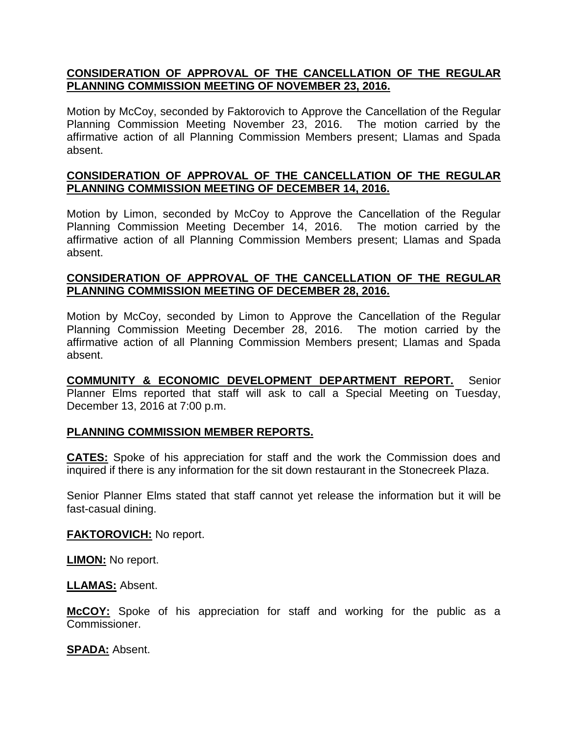**CONSIDERATION OF APPROVAL OF THE CANCELLATION OF THE REGULAR PLANNING COMMISSION MEETING OF NOVEMBER 23, 2016.**

Motion by McCoy, seconded by Faktorovich to Approve the Cancellation of the Regular Planning Commission Meeting November 23, 2016. The motion carried by the affirmative action of all Planning Commission Members present; Llamas and Spada absent.

**CONSIDERATION OF APPROVAL OF THE CANCELLATION OF THE REGULAR PLANNING COMMISSION MEETING OF DECEMBER 14, 2016.**

Motion by Limon, seconded by McCoy to Approve the Cancellation of the Regular Planning Commission Meeting December 14, 2016. The motion carried by the affirmative action of all Planning Commission Members present; Llamas and Spada absent.

**CONSIDERATION OF APPROVAL OF THE CANCELLATION OF THE REGULAR PLANNING COMMISSION MEETING OF DECEMBER 28, 2016.**

Motion by McCoy, seconded by Limon to Approve the Cancellation of the Regular Planning Commission Meeting December 28, 2016. The motion carried by the affirmative action of all Planning Commission Members present; Llamas and Spada absent.

**COMMUNITY & ECONOMIC DEVELOPMENT DEPARTMENT REPORT.** Senior Planner Elms reported that staff will ask to call a Special Meeting on Tuesday, December 13, 2016 at 7:00 p.m.

**PLANNING COMMISSION MEMBER REPORTS.**

**CATES:** Spoke of his appreciation for staff and the work the Commission does and inquired if there is any information for the sit down restaurant in the Stonecreek Plaza.

Senior Planner Elms stated that staff cannot yet release the information but it will be fast-casual dining.

**FAKTOROVICH:** No report.

**LIMON:** No report.

**LLAMAS:** Absent.

**McCOY:** Spoke of his appreciation for staff and working for the public as a Commissioner.

**SPADA:** Absent.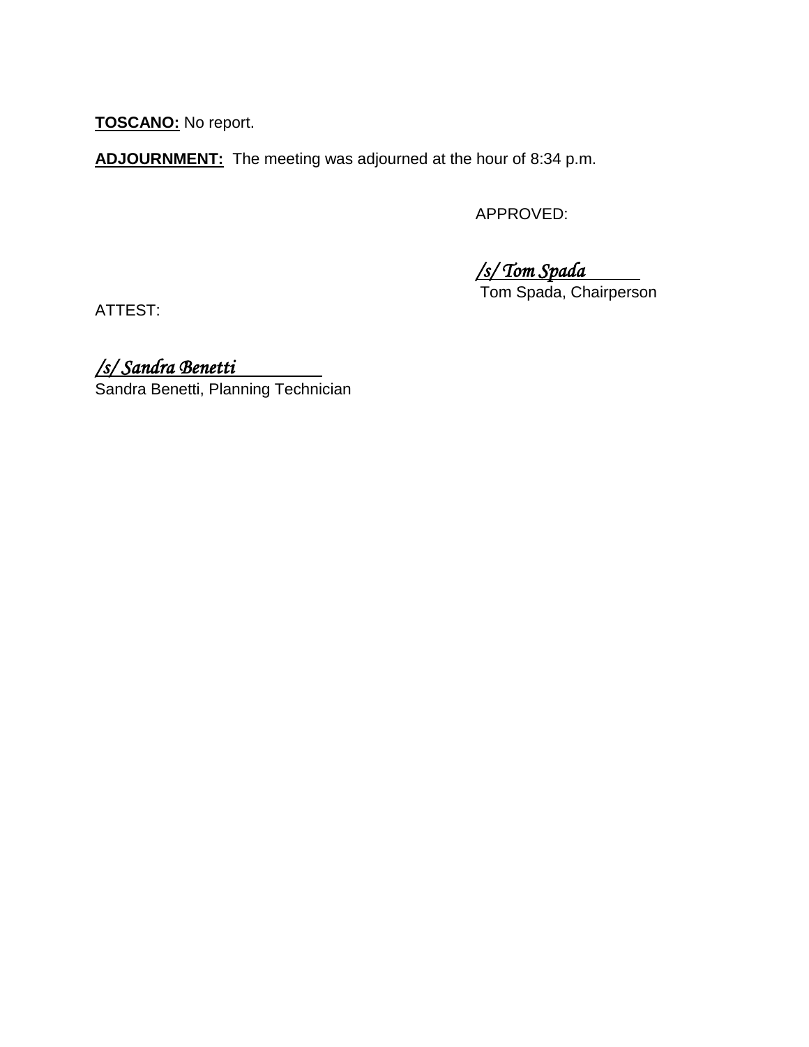**TOSCANO:** No report.

**ADJOURNMENT:** The meeting was adjourned at the hour of 8:34 p.m.

APPROVED:

*/s/ Tom Spada*
Tom Spada, Chairperson

ATTEST:

*/s/ Sandra Benetti*
Sandra Benetti, Planning Technician